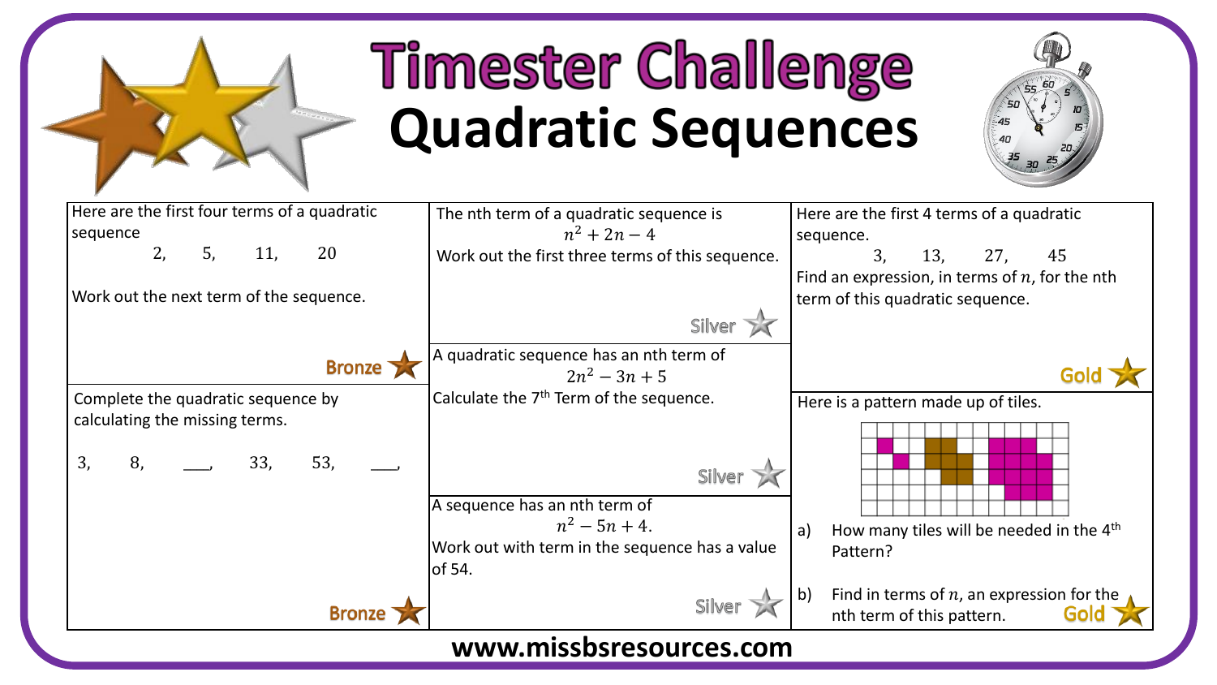# Timester Challenge
## Quadratic Sequences

Here are the first four terms of a quadratic sequence

2, 5, 11, 20

Work out the next term of the sequence.

Bronze

Complete the quadratic sequence by calculating the missing terms.

3, 8, ___, 33, 53, ___,

Bronze

The nth term of a quadratic sequence is

$$n^2 + 2n - 4$$

Work out the first three terms of this sequence.

Silver

A quadratic sequence has an nth term of

$$2n^2 - 3n + 5$$

Calculate the 7th Term of the sequence.

Silver

A sequence has an nth term of

$$n^2 - 5n + 4.$$

Work out with term in the sequence has a value of 54.

Silver

Here are the first 4 terms of a quadratic sequence.

3, 13, 27, 45

Find an expression, in terms of $n$, for the nth term of this quadratic sequence.

Gold

Here is a pattern made up of tiles.

a) How many tiles will be needed in the 4th Pattern?

b) Find in terms of $n$, an expression for the nth term of this pattern.

Gold

www.missbsresources.com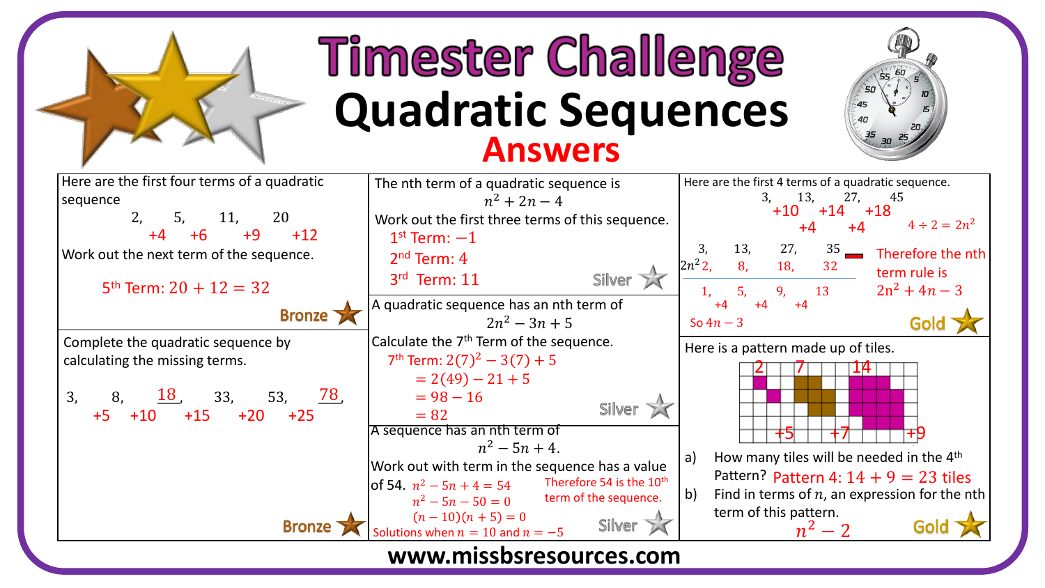# Timester Challenge

## Quadratic Sequences

### Answers

Here are the first four terms of a quadratic sequence

2, 5, 11, 20

+4 +6 +9 +12

Work out the next term of the sequence.

5th Term: $20 + 12 = 32$

**Bronze**

Complete the quadratic sequence by calculating the missing terms.

3, 8, <u>18</u>, 33, 53, <u>78</u>,

+5 +10 +15 +20 +25

**Bronze**

The nth term of a quadratic sequence is

$$n^2 + 2n - 4$$

Work out the first three terms of this sequence.

1st Term: $-1$

2nd Term: $4$

3rd Term: $11$

**Silver**

A quadratic sequence has an nth term of

$$2n^2 - 3n + 5$$

Calculate the 7th Term of the sequence.

7th Term: $2(7)^2 - 3(7) + 5$

$= 2(49) - 21 + 5$

$= 98 - 16$

$= 82$

**Silver**

A sequence has an nth term of

$$n^2 - 5n + 4.$$

Work out with term in the sequence has a value of 54.

$n^2 - 5n + 4 = 54$

$n^2 - 5n - 50 = 0$

$(n - 10)(n + 5) = 0$

Solutions when $n = 10$ and $n = -5$

Therefore 54 is the 10th term of the sequence.

**Silver**

Here are the first 4 terms of a quadratic sequence.

3, 13, 27, 45

+10 +14 +18

+4 +4

$4 \div 2 = 2n^2$

3, 13, 27, 35

$2n^2$ 2, 8, 18, 32

1, 5, 9, 13

+4 +4 +4

So $4n - 3$

Therefore the nth term rule is $2n^2 + 4n - 3$

**Gold**

Here is a pattern made up of tiles.

2 7 14

+5 +7 +9

a) How many tiles will be needed in the 4th Pattern? Pattern 4: $14 + 9 = 23$ tiles

b) Find in terms of $n$, an expression for the nth term of this pattern.

$n^2 - 2$

**Gold**

www.missbsresources.com